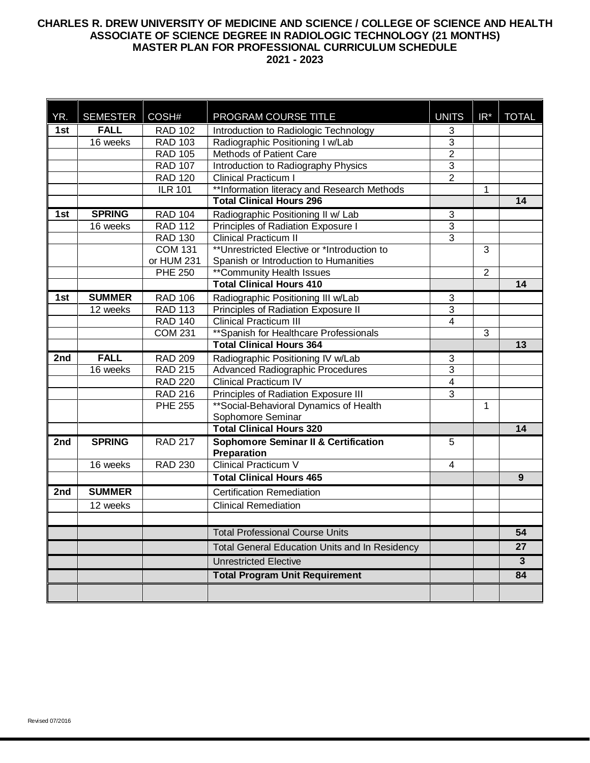# CHARLES R. DREW UNIVERSITY OF MEDICINE AND SCIENCE / COLLEGE OF SCIENCE AND HEALTH
## ASSOCIATE OF SCIENCE DEGREE IN RADIOLOGIC TECHNOLOGY (21 MONTHS)
## MASTER PLAN FOR PROFESSIONAL CURRICULUM SCHEDULE
## 2021 - 2023

| YR. | SEMESTER | COSH# | PROGRAM COURSE TITLE | UNITS | IR* | TOTAL |
|---|---|---|---|---|---|---|
| **1st** | **FALL** | RAD 102 | Introduction to Radiologic Technology | 3 | | |
| | 16 weeks | RAD 103 | Radiographic Positioning I w/Lab | 3 | | |
| | | RAD 105 | Methods of Patient Care | 2 | | |
| | | RAD 107 | Introduction to Radiography Physics | 3 | | |
| | | RAD 120 | Clinical Practicum I | 2 | | |
| | | ILR 101 | **Information literacy and Research Methods | | 1 | |
| | | | **Total Clinical Hours 296** | | | **14** |
| **1st** | **SPRING** | RAD 104 | Radiographic Positioning II w/ Lab | 3 | | |
| | 16 weeks | RAD 112 | Principles of Radiation Exposure I | 3 | | |
| | | RAD 130 | Clinical Practicum II | 3 | | |
| | | COM 131 or HUM 231 | **Unrestricted Elective or *Introduction to Spanish or Introduction to Humanities | | 3 | |
| | | PHE 250 | **Community Health Issues | | 2 | |
| | | | **Total Clinical Hours 410** | | | **14** |
| **1st** | **SUMMER** | RAD 106 | Radiographic Positioning III w/Lab | 3 | | |
| | 12 weeks | RAD 113 | Principles of Radiation Exposure II | 3 | | |
| | | RAD 140 | Clinical Practicum III | 4 | | |
| | | COM 231 | **Spanish for Healthcare Professionals | | 3 | |
| | | | **Total Clinical Hours 364** | | | **13** |
| **2nd** | **FALL** | RAD 209 | Radiographic Positioning IV w/Lab | 3 | | |
| | 16 weeks | RAD 215 | Advanced Radiographic Procedures | 3 | | |
| | | RAD 220 | Clinical Practicum IV | 4 | | |
| | | RAD 216 | Principles of Radiation Exposure III | 3 | | |
| | | PHE 255 | **Social-Behavioral Dynamics of Health Sophomore Seminar | | 1 | |
| | | | **Total Clinical Hours 320** | | | **14** |
| **2nd** | **SPRING** | RAD 217 | **Sophomore Seminar II & Certification Preparation** | 5 | | |
| | 16 weeks | RAD 230 | Clinical Practicum V | 4 | | |
| | | | **Total Clinical Hours 465** | | | **9** |
| **2nd** | **SUMMER** | | Certification Remediation | | | |
| | 12 weeks | | Clinical Remediation | | | |
| | | | | | | |
| | | | Total Professional Course Units | | | **54** |
| | | | Total General Education Units and In Residency | | | **27** |
| | | | Unrestricted Elective | | | **3** |
| | | | **Total Program Unit Requirement** | | | **84** |
| | | | | | | |

Revised 07/2016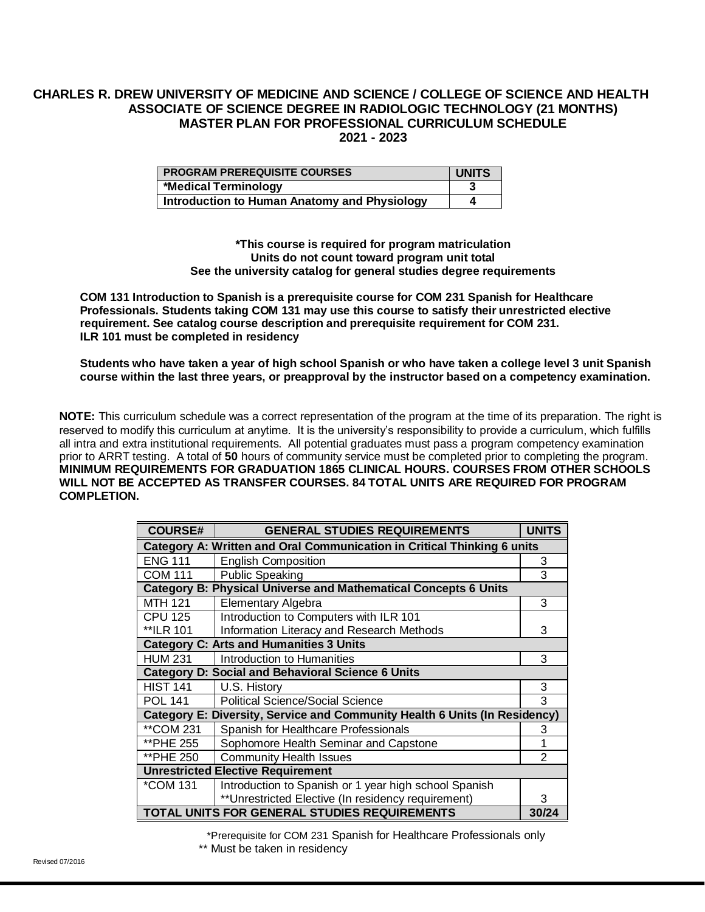# CHARLES R. DREW UNIVERSITY OF MEDICINE AND SCIENCE / COLLEGE OF SCIENCE AND HEALTH
## ASSOCIATE OF SCIENCE DEGREE IN RADIOLOGIC TECHNOLOGY (21 MONTHS)
## MASTER PLAN FOR PROFESSIONAL CURRICULUM SCHEDULE
## 2021 - 2023

| PROGRAM PREREQUISITE COURSES | UNITS |
|---|---|
| *Medical Terminology | 3 |
| Introduction to Human Anatomy and Physiology | 4 |

**\*This course is required for program matriculation**
**Units do not count toward program unit total**
**See the university catalog for general studies degree requirements**

**COM 131 Introduction to Spanish is a prerequisite course for COM 231 Spanish for Healthcare Professionals. Students taking COM 131 may use this course to satisfy their unrestricted elective requirement. See catalog course description and prerequisite requirement for COM 231.**
**ILR 101 must be completed in residency**

**Students who have taken a year of high school Spanish or who have taken a college level 3 unit Spanish course within the last three years, or preapproval by the instructor based on a competency examination.**

**NOTE:** This curriculum schedule was a correct representation of the program at the time of its preparation. The right is reserved to modify this curriculum at anytime. It is the university's responsibility to provide a curriculum, which fulfills all intra and extra institutional requirements. All potential graduates must pass a program competency examination prior to ARRT testing. A total of **50** hours of community service must be completed prior to completing the program. **MINIMUM REQUIREMENTS FOR GRADUATION 1865 CLINICAL HOURS. COURSES FROM OTHER SCHOOLS WILL NOT BE ACCEPTED AS TRANSFER COURSES. 84 TOTAL UNITS ARE REQUIRED FOR PROGRAM COMPLETION.**

| COURSE# | GENERAL STUDIES REQUIREMENTS | UNITS |
|---|---|---|
| **Category A: Written and Oral Communication in Critical Thinking 6 units** | | |
| ENG 111 | English Composition | 3 |
| COM 111 | Public Speaking | 3 |
| **Category B: Physical Universe and Mathematical Concepts 6 Units** | | |
| MTH 121 | Elementary Algebra | 3 |
| CPU 125<br>**ILR 101 | Introduction to Computers with ILR 101<br>Information Literacy and Research Methods | 3 |
| **Category C: Arts and Humanities 3 Units** | | |
| HUM 231 | Introduction to Humanities | 3 |
| **Category D: Social and Behavioral Science 6 Units** | | |
| HIST 141 | U.S. History | 3 |
| POL 141 | Political Science/Social Science | 3 |
| **Category E: Diversity, Service and Community Health 6 Units (In Residency)** | | |
| **COM 231 | Spanish for Healthcare Professionals | 3 |
| **PHE 255 | Sophomore Health Seminar and Capstone | 1 |
| **PHE 250 | Community Health Issues | 2 |
| **Unrestricted Elective Requirement** | | |
| *COM 131 | Introduction to Spanish or 1 year high school Spanish<br>**Unrestricted Elective (In residency requirement) | 3 |
| **TOTAL UNITS FOR GENERAL STUDIES REQUIREMENTS** | | **30/24** |

*Prerequisite for COM 231 Spanish for Healthcare Professionals only
** Must be taken in residency

Revised 07/2016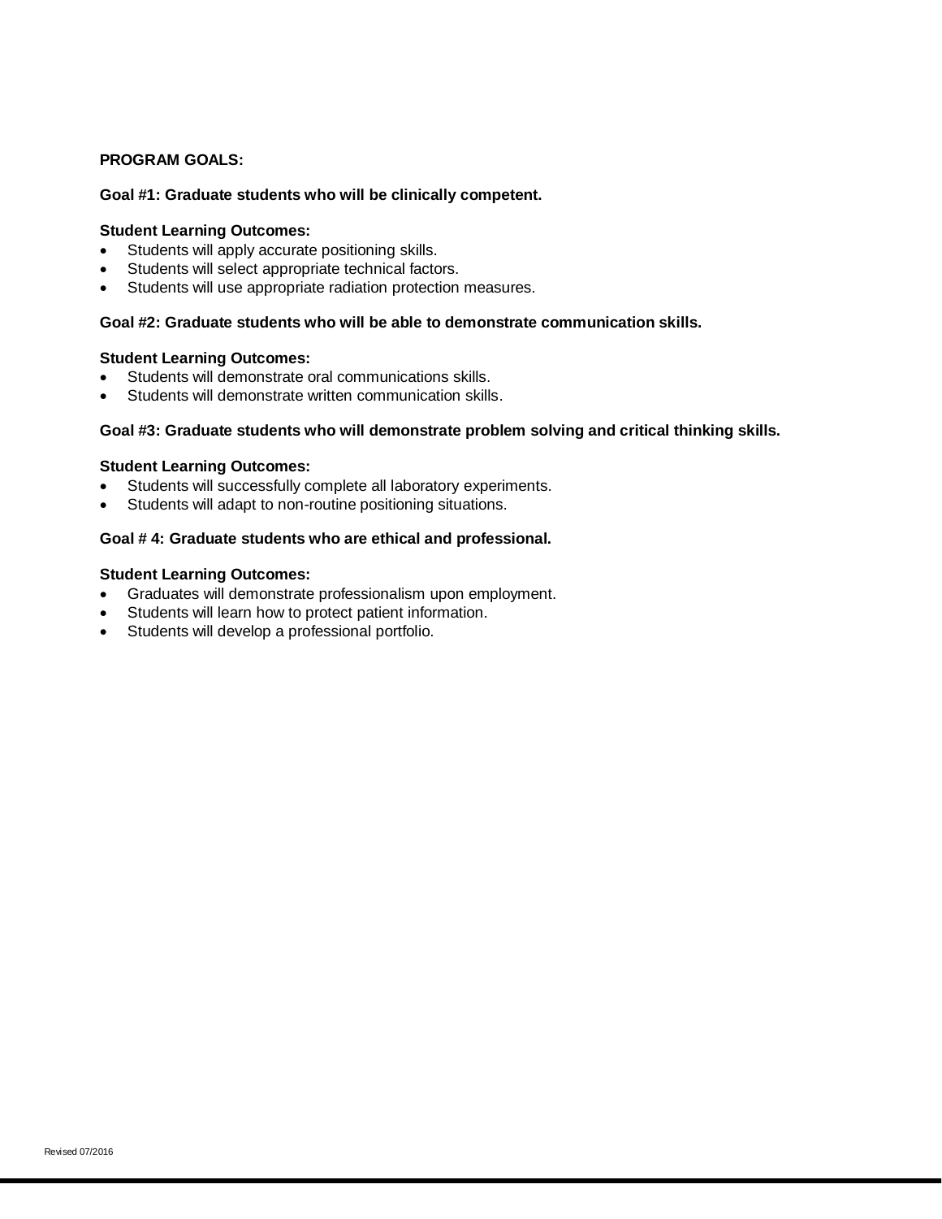**PROGRAM GOALS:**

**Goal #1: Graduate students who will be clinically competent.**

**Student Learning Outcomes:**

- Students will apply accurate positioning skills.
- Students will select appropriate technical factors.
- Students will use appropriate radiation protection measures.

**Goal #2: Graduate students who will be able to demonstrate communication skills.**

**Student Learning Outcomes:**

- Students will demonstrate oral communications skills.
- Students will demonstrate written communication skills.

**Goal #3: Graduate students who will demonstrate problem solving and critical thinking skills.**

**Student Learning Outcomes:**

- Students will successfully complete all laboratory experiments.
- Students will adapt to non-routine positioning situations.

**Goal # 4: Graduate students who are ethical and professional.**

**Student Learning Outcomes:**

- Graduates will demonstrate professionalism upon employment.
- Students will learn how to protect patient information.
- Students will develop a professional portfolio.

Revised 07/2016